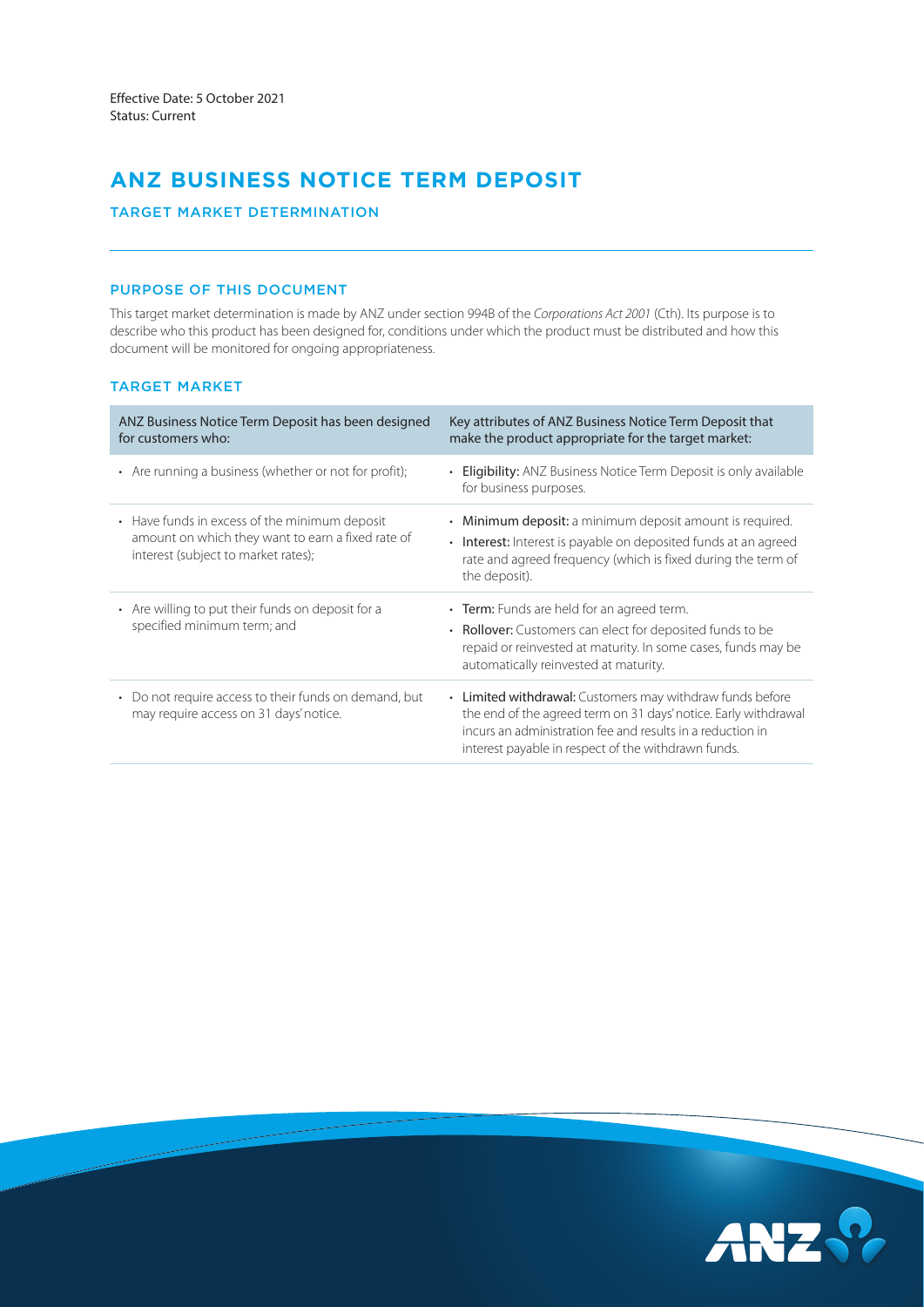Effective Date: 5 October 2021
Status: Current

# ANZ BUSINESS NOTICE TERM DEPOSIT

## TARGET MARKET DETERMINATION

### PURPOSE OF THIS DOCUMENT

This target market determination is made by ANZ under section 994B of the *Corporations Act 2001* (Cth). Its purpose is to describe who this product has been designed for, conditions under which the product must be distributed and how this document will be monitored for ongoing appropriateness.

### TARGET MARKET

| ANZ Business Notice Term Deposit has been designed for customers who: | Key attributes of ANZ Business Notice Term Deposit that make the product appropriate for the target market: |
| --- | --- |
| • Are running a business (whether or not for profit); | • **Eligibility:** ANZ Business Notice Term Deposit is only available for business purposes. |
| • Have funds in excess of the minimum deposit amount on which they want to earn a fixed rate of interest (subject to market rates); | • **Minimum deposit:** a minimum deposit amount is required.<br>• **Interest:** Interest is payable on deposited funds at an agreed rate and agreed frequency (which is fixed during the term of the deposit). |
| • Are willing to put their funds on deposit for a specified minimum term; and | • **Term:** Funds are held for an agreed term.<br>• **Rollover:** Customers can elect for deposited funds to be repaid or reinvested at maturity. In some cases, funds may be automatically reinvested at maturity. |
| • Do not require access to their funds on demand, but may require access on 31 days' notice. | • **Limited withdrawal:** Customers may withdraw funds before the end of the agreed term on 31 days' notice. Early withdrawal incurs an administration fee and results in a reduction in interest payable in respect of the withdrawn funds. |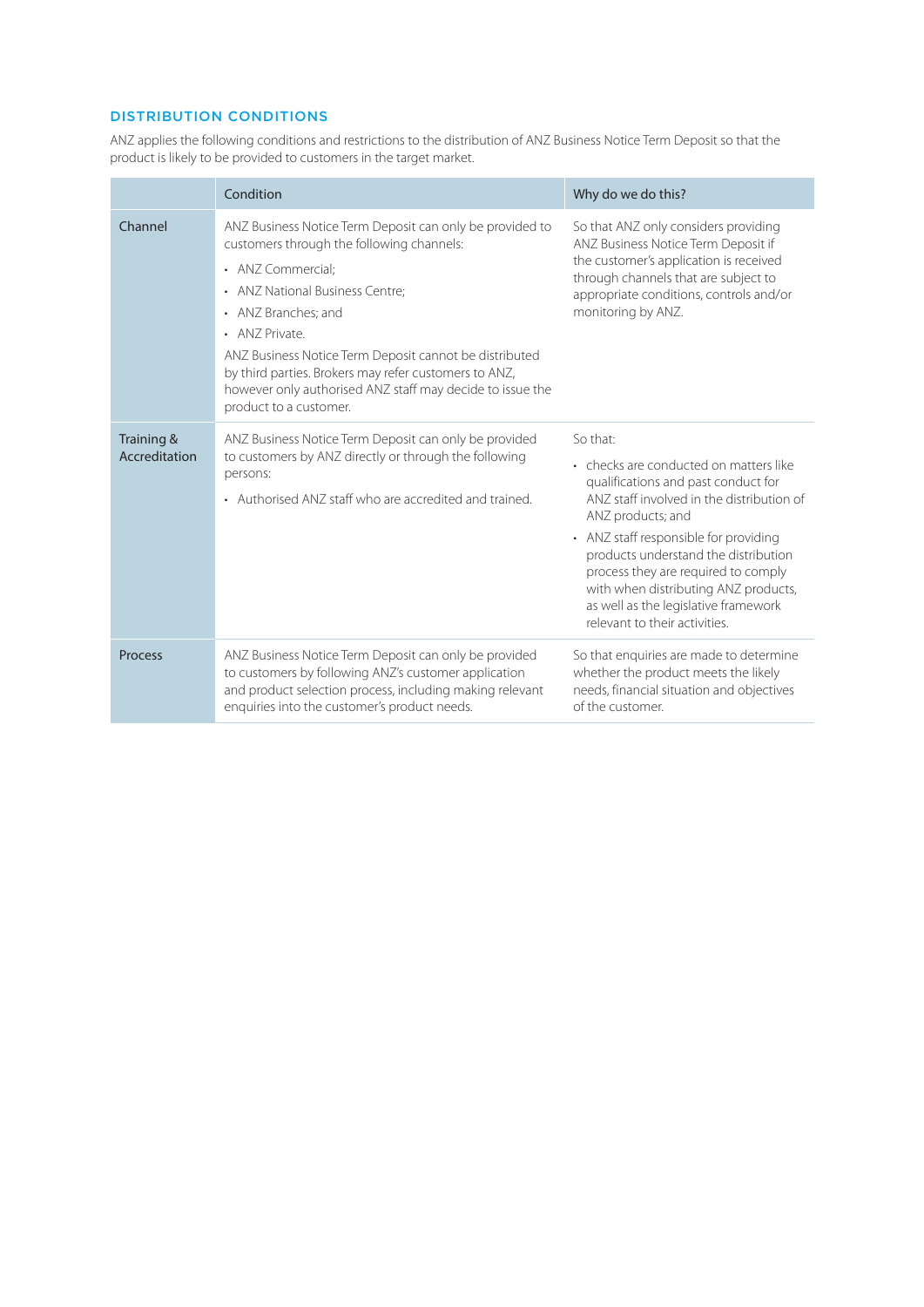## DISTRIBUTION CONDITIONS

ANZ applies the following conditions and restrictions to the distribution of ANZ Business Notice Term Deposit so that the product is likely to be provided to customers in the target market.

| | Condition | Why do we do this? |
|---|---|---|
| Channel | ANZ Business Notice Term Deposit can only be provided to customers through the following channels:<br>• ANZ Commercial;<br>• ANZ National Business Centre;<br>• ANZ Branches; and<br>• ANZ Private.<br>ANZ Business Notice Term Deposit cannot be distributed by third parties. Brokers may refer customers to ANZ, however only authorised ANZ staff may decide to issue the product to a customer. | So that ANZ only considers providing ANZ Business Notice Term Deposit if the customer's application is received through channels that are subject to appropriate conditions, controls and/or monitoring by ANZ. |
| Training & Accreditation | ANZ Business Notice Term Deposit can only be provided to customers by ANZ directly or through the following persons:<br>• Authorised ANZ staff who are accredited and trained. | So that:<br>• checks are conducted on matters like qualifications and past conduct for ANZ staff involved in the distribution of ANZ products; and<br>• ANZ staff responsible for providing products understand the distribution process they are required to comply with when distributing ANZ products, as well as the legislative framework relevant to their activities. |
| Process | ANZ Business Notice Term Deposit can only be provided to customers by following ANZ's customer application and product selection process, including making relevant enquiries into the customer's product needs. | So that enquiries are made to determine whether the product meets the likely needs, financial situation and objectives of the customer. |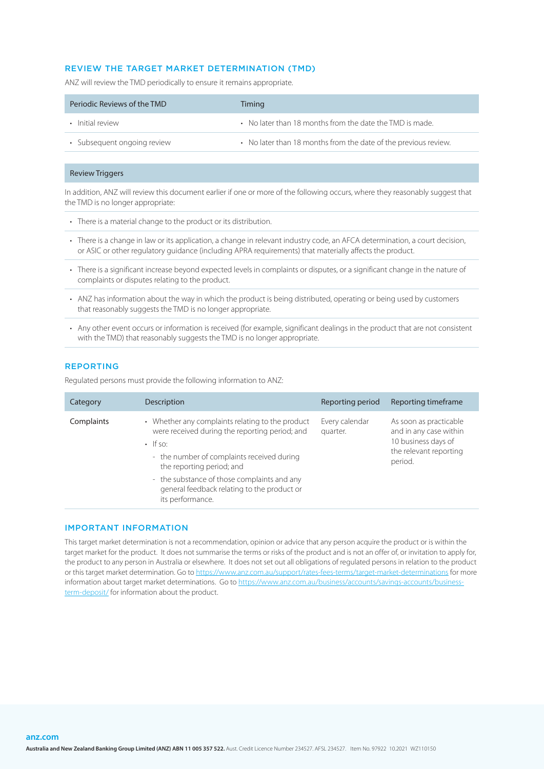## REVIEW THE TARGET MARKET DETERMINATION (TMD)

ANZ will review the TMD periodically to ensure it remains appropriate.

| Periodic Reviews of the TMD | Timing |
|---|---|
| • Initial review | • No later than 18 months from the date the TMD is made. |
| • Subsequent ongoing review | • No later than 18 months from the date of the previous review. |

### Review Triggers

In addition, ANZ will review this document earlier if one or more of the following occurs, where they reasonably suggest that the TMD is no longer appropriate:

- There is a material change to the product or its distribution.
- There is a change in law or its application, a change in relevant industry code, an AFCA determination, a court decision, or ASIC or other regulatory guidance (including APRA requirements) that materially affects the product.
- There is a significant increase beyond expected levels in complaints or disputes, or a significant change in the nature of complaints or disputes relating to the product.
- ANZ has information about the way in which the product is being distributed, operating or being used by customers that reasonably suggests the TMD is no longer appropriate.
- Any other event occurs or information is received (for example, significant dealings in the product that are not consistent with the TMD) that reasonably suggests the TMD is no longer appropriate.

## REPORTING

Regulated persons must provide the following information to ANZ:

| Category | Description | Reporting period | Reporting timeframe |
|---|---|---|---|
| Complaints | • Whether any complaints relating to the product were received during the reporting period; and<br>• If so:<br>- the number of complaints received during the reporting period; and<br>- the substance of those complaints and any general feedback relating to the product or its performance. | Every calendar quarter. | As soon as practicable and in any case within 10 business days of the relevant reporting period. |

## IMPORTANT INFORMATION

This target market determination is not a recommendation, opinion or advice that any person acquire the product or is within the target market for the product. It does not summarise the terms or risks of the product and is not an offer of, or invitation to apply for, the product to any person in Australia or elsewhere. It does not set out all obligations of regulated persons in relation to the product or this target market determination. Go to https://www.anz.com.au/support/rates-fees-terms/target-market-determinations for more information about target market determinations. Go to https://www.anz.com.au/business/accounts/savings-accounts/business-term-deposit/ for information about the product.

anz.com

**Australia and New Zealand Banking Group Limited (ANZ) ABN 11 005 357 522.** Aust. Credit Licence Number 234527. AFSL 234527. Item No. 97922 10.2021 WZ110150